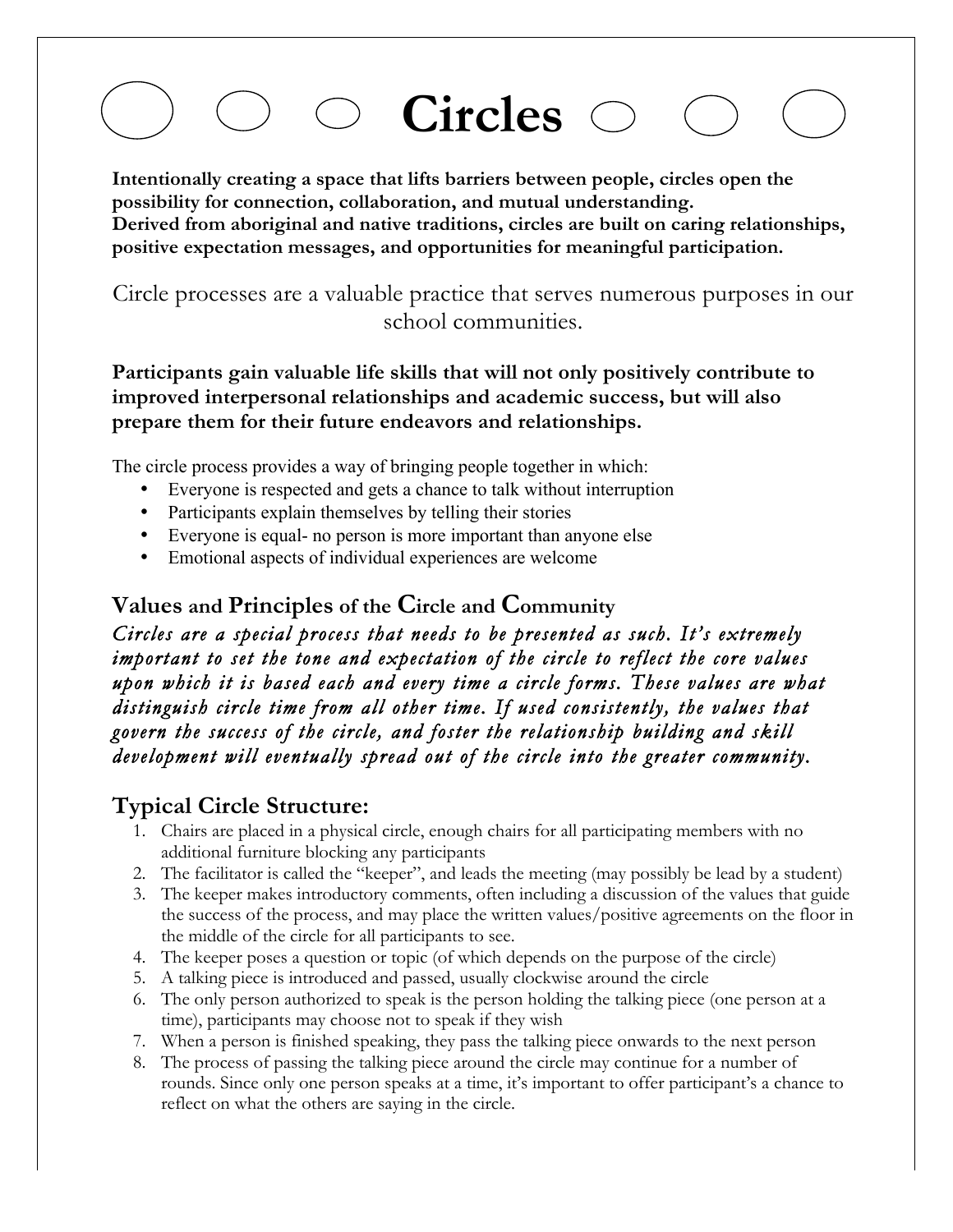# Circles

**Intentionally creating a space that lifts barriers between people, circles open the possibility for connection, collaboration, and mutual understanding.**
**Derived from aboriginal and native traditions, circles are built on caring relationships, positive expectation messages, and opportunities for meaningful participation.**

Circle processes are a valuable practice that serves numerous purposes in our school communities.

**Participants gain valuable life skills that will not only positively contribute to improved interpersonal relationships and academic success, but will also prepare them for their future endeavors and relationships.**

The circle process provides a way of bringing people together in which:

- Everyone is respected and gets a chance to talk without interruption
- Participants explain themselves by telling their stories
- Everyone is equal- no person is more important than anyone else
- Emotional aspects of individual experiences are welcome

## Values and Principles of the Circle and Community

*Circles are a special process that needs to be presented as such. It's extremely important to set the tone and expectation of the circle to reflect the core values upon which it is based each and every time a circle forms. These values are what distinguish circle time from all other time. If used consistently, the values that govern the success of the circle, and foster the relationship building and skill development will eventually spread out of the circle into the greater community.*

## Typical Circle Structure:

1. Chairs are placed in a physical circle, enough chairs for all participating members with no additional furniture blocking any participants
2. The facilitator is called the "keeper", and leads the meeting (may possibly be lead by a student)
3. The keeper makes introductory comments, often including a discussion of the values that guide the success of the process, and may place the written values/positive agreements on the floor in the middle of the circle for all participants to see.
4. The keeper poses a question or topic (of which depends on the purpose of the circle)
5. A talking piece is introduced and passed, usually clockwise around the circle
6. The only person authorized to speak is the person holding the talking piece (one person at a time), participants may choose not to speak if they wish
7. When a person is finished speaking, they pass the talking piece onwards to the next person
8. The process of passing the talking piece around the circle may continue for a number of rounds. Since only one person speaks at a time, it's important to offer participant's a chance to reflect on what the others are saying in the circle.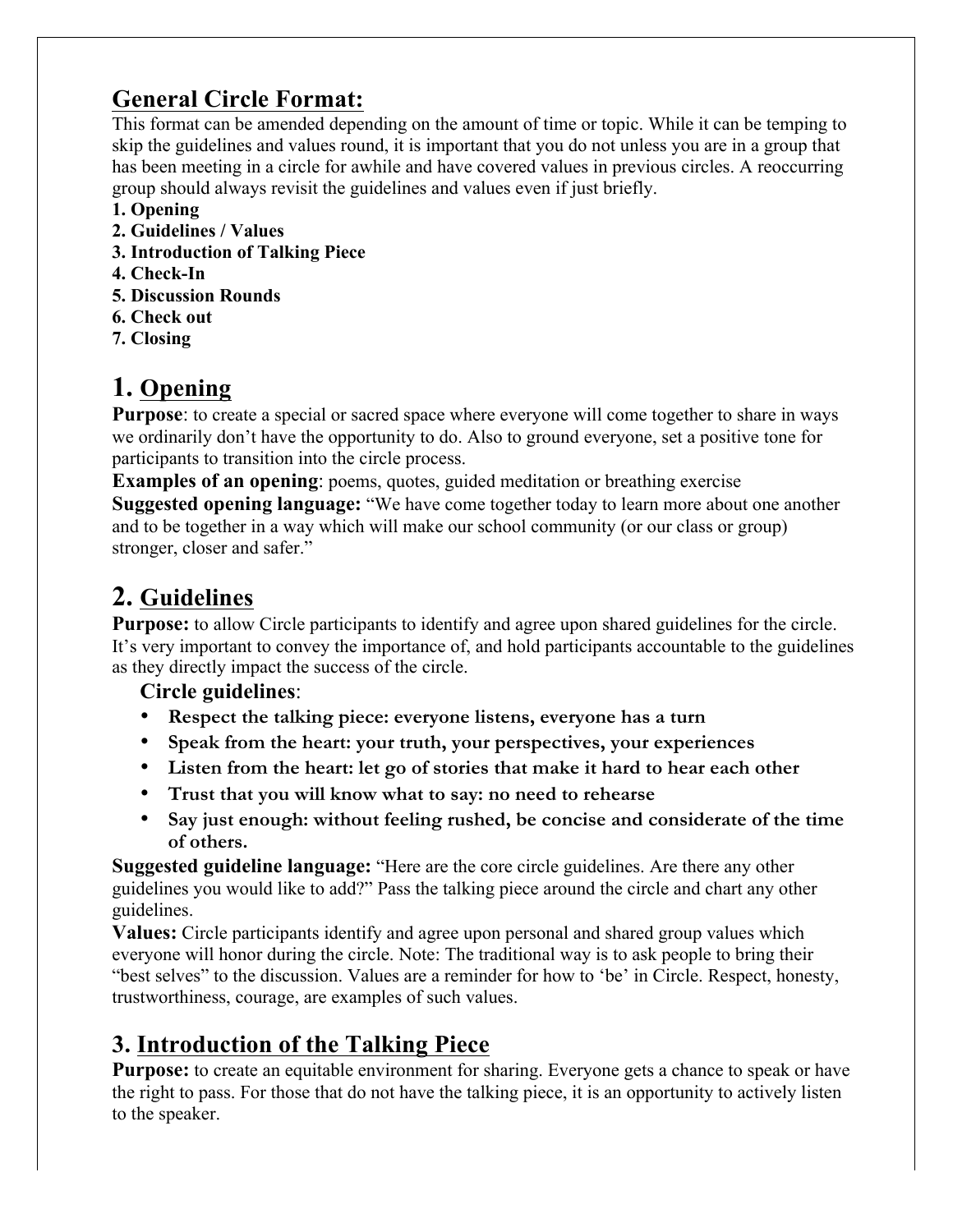## General Circle Format:

This format can be amended depending on the amount of time or topic. While it can be temping to skip the guidelines and values round, it is important that you do not unless you are in a group that has been meeting in a circle for awhile and have covered values in previous circles. A reoccurring group should always revisit the guidelines and values even if just briefly.

**1. Opening**
**2. Guidelines / Values**
**3. Introduction of Talking Piece**
**4. Check-In**
**5. Discussion Rounds**
**6. Check out**
**7. Closing**

## 1. Opening

**Purpose**: to create a special or sacred space where everyone will come together to share in ways we ordinarily don't have the opportunity to do. Also to ground everyone, set a positive tone for participants to transition into the circle process.

**Examples of an opening**: poems, quotes, guided meditation or breathing exercise

**Suggested opening language:** "We have come together today to learn more about one another and to be together in a way which will make our school community (or our class or group) stronger, closer and safer."

## 2. Guidelines

**Purpose:** to allow Circle participants to identify and agree upon shared guidelines for the circle. It's very important to convey the importance of, and hold participants accountable to the guidelines as they directly impact the success of the circle.

**Circle guidelines**:

- **Respect the talking piece: everyone listens, everyone has a turn**
- **Speak from the heart: your truth, your perspectives, your experiences**
- **Listen from the heart: let go of stories that make it hard to hear each other**
- **Trust that you will know what to say: no need to rehearse**
- **Say just enough: without feeling rushed, be concise and considerate of the time of others.**

**Suggested guideline language:** "Here are the core circle guidelines. Are there any other guidelines you would like to add?" Pass the talking piece around the circle and chart any other guidelines.

**Values:** Circle participants identify and agree upon personal and shared group values which everyone will honor during the circle. Note: The traditional way is to ask people to bring their "best selves" to the discussion. Values are a reminder for how to 'be' in Circle. Respect, honesty, trustworthiness, courage, are examples of such values.

## 3. Introduction of the Talking Piece

**Purpose:** to create an equitable environment for sharing. Everyone gets a chance to speak or have the right to pass. For those that do not have the talking piece, it is an opportunity to actively listen to the speaker.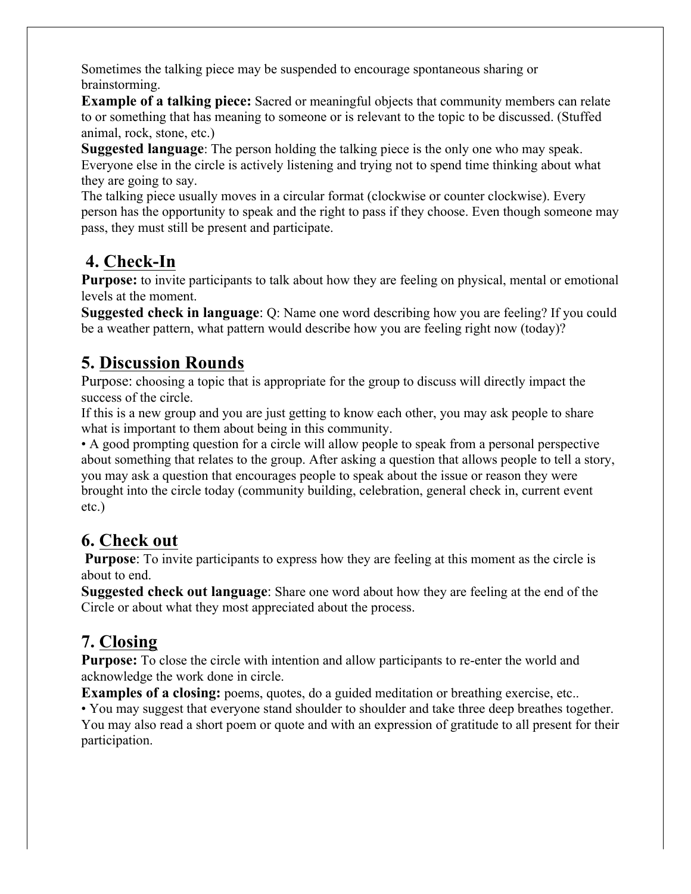Sometimes the talking piece may be suspended to encourage spontaneous sharing or brainstorming.

**Example of a talking piece:** Sacred or meaningful objects that community members can relate to or something that has meaning to someone or is relevant to the topic to be discussed. (Stuffed animal, rock, stone, etc.)

**Suggested language**: The person holding the talking piece is the only one who may speak. Everyone else in the circle is actively listening and trying not to spend time thinking about what they are going to say.

The talking piece usually moves in a circular format (clockwise or counter clockwise). Every person has the opportunity to speak and the right to pass if they choose. Even though someone may pass, they must still be present and participate.

## 4. Check-In

**Purpose:** to invite participants to talk about how they are feeling on physical, mental or emotional levels at the moment.

**Suggested check in language**: Q: Name one word describing how you are feeling? If you could be a weather pattern, what pattern would describe how you are feeling right now (today)?

## 5. Discussion Rounds

Purpose: choosing a topic that is appropriate for the group to discuss will directly impact the success of the circle.

If this is a new group and you are just getting to know each other, you may ask people to share what is important to them about being in this community.

- A good prompting question for a circle will allow people to speak from a personal perspective about something that relates to the group. After asking a question that allows people to tell a story, you may ask a question that encourages people to speak about the issue or reason they were brought into the circle today (community building, celebration, general check in, current event etc.)

## 6. Check out

**Purpose**: To invite participants to express how they are feeling at this moment as the circle is about to end.

**Suggested check out language**: Share one word about how they are feeling at the end of the Circle or about what they most appreciated about the process.

## 7. Closing

**Purpose:** To close the circle with intention and allow participants to re-enter the world and acknowledge the work done in circle.

**Examples of a closing:** poems, quotes, do a guided meditation or breathing exercise, etc..

- You may suggest that everyone stand shoulder to shoulder and take three deep breathes together. You may also read a short poem or quote and with an expression of gratitude to all present for their participation.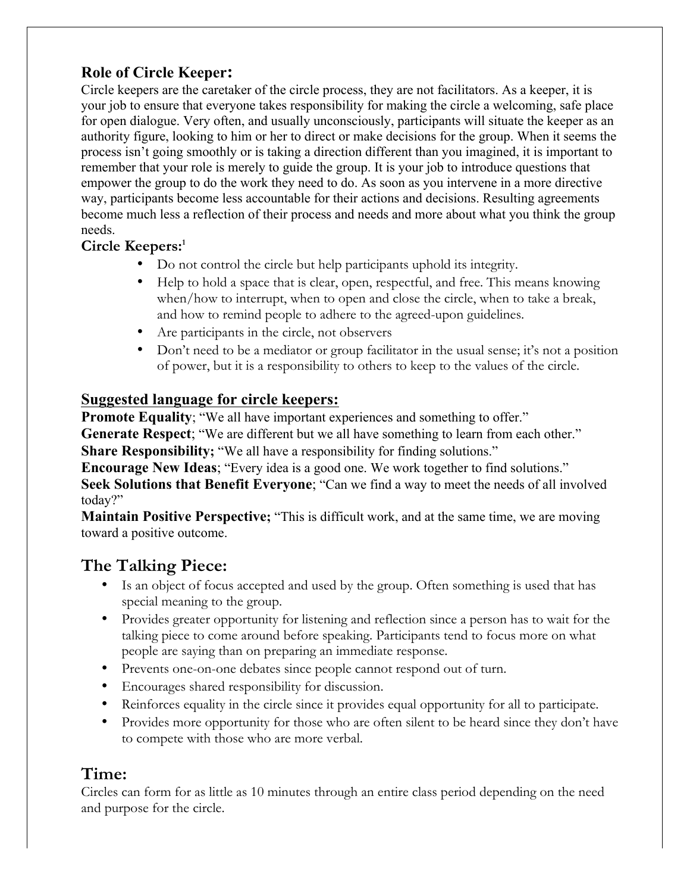## Role of Circle Keeper:

Circle keepers are the caretaker of the circle process, they are not facilitators. As a keeper, it is your job to ensure that everyone takes responsibility for making the circle a welcoming, safe place for open dialogue. Very often, and usually unconsciously, participants will situate the keeper as an authority figure, looking to him or her to direct or make decisions for the group. When it seems the process isn't going smoothly or is taking a direction different than you imagined, it is important to remember that your role is merely to guide the group. It is your job to introduce questions that empower the group to do the work they need to do. As soon as you intervene in a more directive way, participants become less accountable for their actions and decisions. Resulting agreements become much less a reflection of their process and needs and more about what you think the group needs.

**Circle Keepers:**[1]

- Do not control the circle but help participants uphold its integrity.
- Help to hold a space that is clear, open, respectful, and free. This means knowing when/how to interrupt, when to open and close the circle, when to take a break, and how to remind people to adhere to the agreed-upon guidelines.
- Are participants in the circle, not observers
- Don't need to be a mediator or group facilitator in the usual sense; it's not a position of power, but it is a responsibility to others to keep to the values of the circle.

**<u>Suggested language for circle keepers:</u>**

**Promote Equality**; "We all have important experiences and something to offer."
**Generate Respect**; "We are different but we all have something to learn from each other."
**Share Responsibility;** "We all have a responsibility for finding solutions."
**Encourage New Ideas**; "Every idea is a good one. We work together to find solutions."
**Seek Solutions that Benefit Everyone**; "Can we find a way to meet the needs of all involved today?"
**Maintain Positive Perspective;** "This is difficult work, and at the same time, we are moving toward a positive outcome.

## The Talking Piece:

- Is an object of focus accepted and used by the group. Often something is used that has special meaning to the group.
- Provides greater opportunity for listening and reflection since a person has to wait for the talking piece to come around before speaking. Participants tend to focus more on what people are saying than on preparing an immediate response.
- Prevents one-on-one debates since people cannot respond out of turn.
- Encourages shared responsibility for discussion.
- Reinforces equality in the circle since it provides equal opportunity for all to participate.
- Provides more opportunity for those who are often silent to be heard since they don't have to compete with those who are more verbal.

## Time:

Circles can form for as little as 10 minutes through an entire class period depending on the need and purpose for the circle.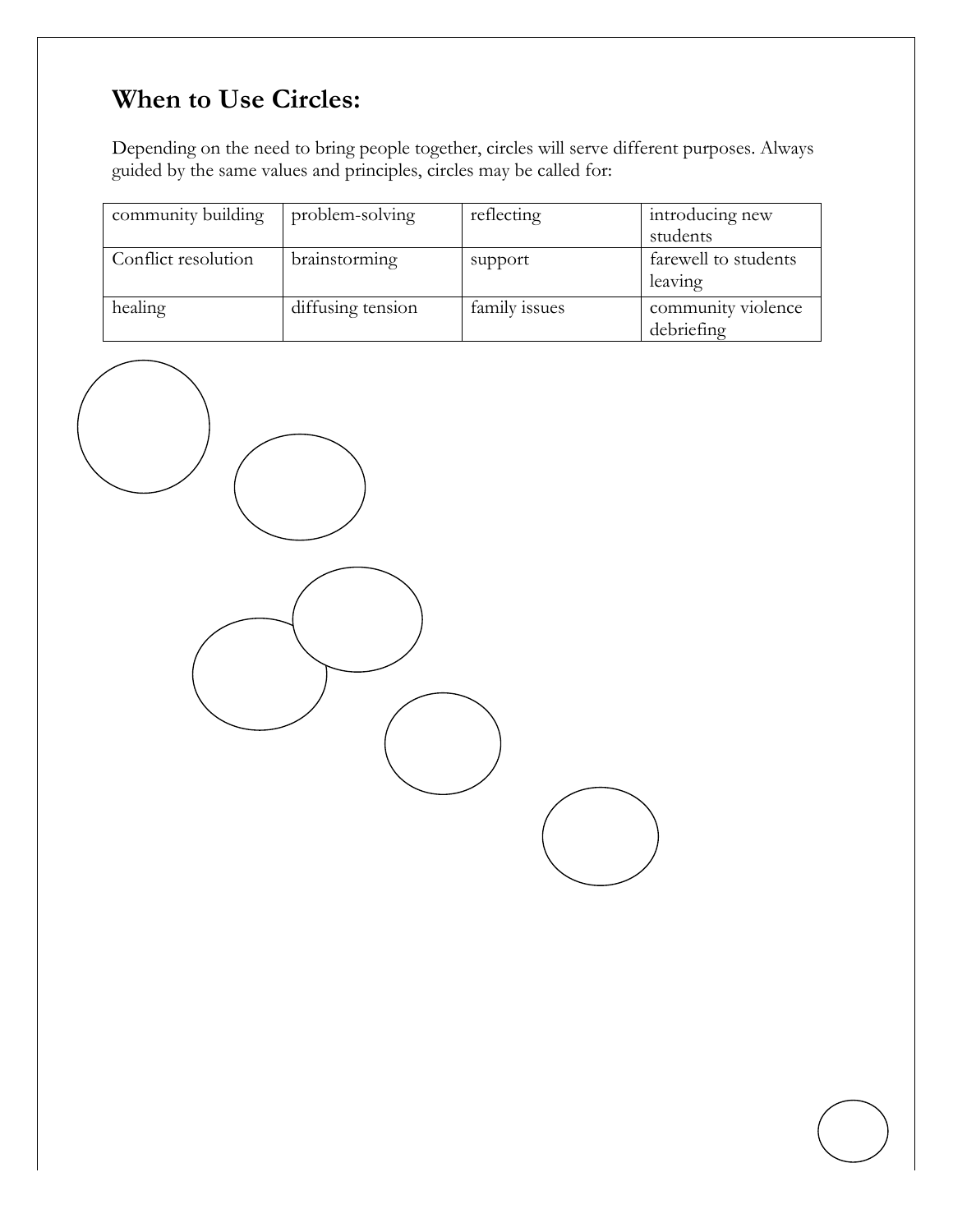## When to Use Circles:

Depending on the need to bring people together, circles will serve different purposes. Always guided by the same values and principles, circles may be called for:

| | | | |
|---|---|---|---|
| community building | problem-solving | reflecting | introducing new students |
| Conflict resolution | brainstorming | support | farewell to students leaving |
| healing | diffusing tension | family issues | community violence debriefing |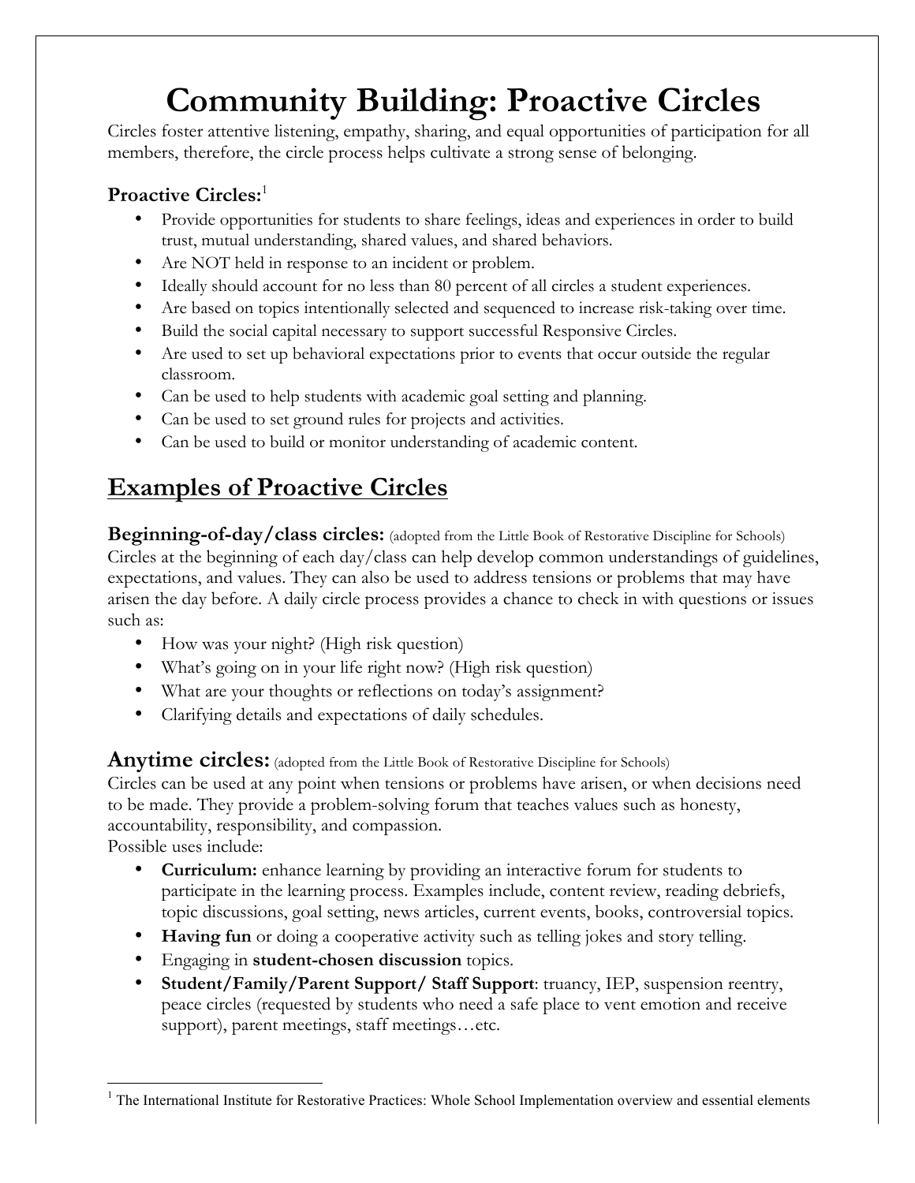# Community Building: Proactive Circles

Circles foster attentive listening, empathy, sharing, and equal opportunities of participation for all members, therefore, the circle process helps cultivate a strong sense of belonging.

### Proactive Circles:[1]

- Provide opportunities for students to share feelings, ideas and experiences in order to build trust, mutual understanding, shared values, and shared behaviors.
- Are NOT held in response to an incident or problem.
- Ideally should account for no less than 80 percent of all circles a student experiences.
- Are based on topics intentionally selected and sequenced to increase risk-taking over time.
- Build the social capital necessary to support successful Responsive Circles.
- Are used to set up behavioral expectations prior to events that occur outside the regular classroom.
- Can be used to help students with academic goal setting and planning.
- Can be used to set ground rules for projects and activities.
- Can be used to build or monitor understanding of academic content.

## Examples of Proactive Circles

**Beginning-of-day/class circles:** (adopted from the Little Book of Restorative Discipline for Schools)
Circles at the beginning of each day/class can help develop common understandings of guidelines, expectations, and values. They can also be used to address tensions or problems that may have arisen the day before. A daily circle process provides a chance to check in with questions or issues such as:

- How was your night? (High risk question)
- What's going on in your life right now? (High risk question)
- What are your thoughts or reflections on today's assignment?
- Clarifying details and expectations of daily schedules.

**Anytime circles:** (adopted from the Little Book of Restorative Discipline for Schools)
Circles can be used at any point when tensions or problems have arisen, or when decisions need to be made. They provide a problem-solving forum that teaches values such as honesty, accountability, responsibility, and compassion.
Possible uses include:

- **Curriculum:** enhance learning by providing an interactive forum for students to participate in the learning process. Examples include, content review, reading debriefs, topic discussions, goal setting, news articles, current events, books, controversial topics.
- **Having fun** or doing a cooperative activity such as telling jokes and story telling.
- Engaging in **student-chosen discussion** topics.
- **Student/Family/Parent Support/ Staff Support**: truancy, IEP, suspension reentry, peace circles (requested by students who need a safe place to vent emotion and receive support), parent meetings, staff meetings…etc.

---

[1] The International Institute for Restorative Practices: Whole School Implementation overview and essential elements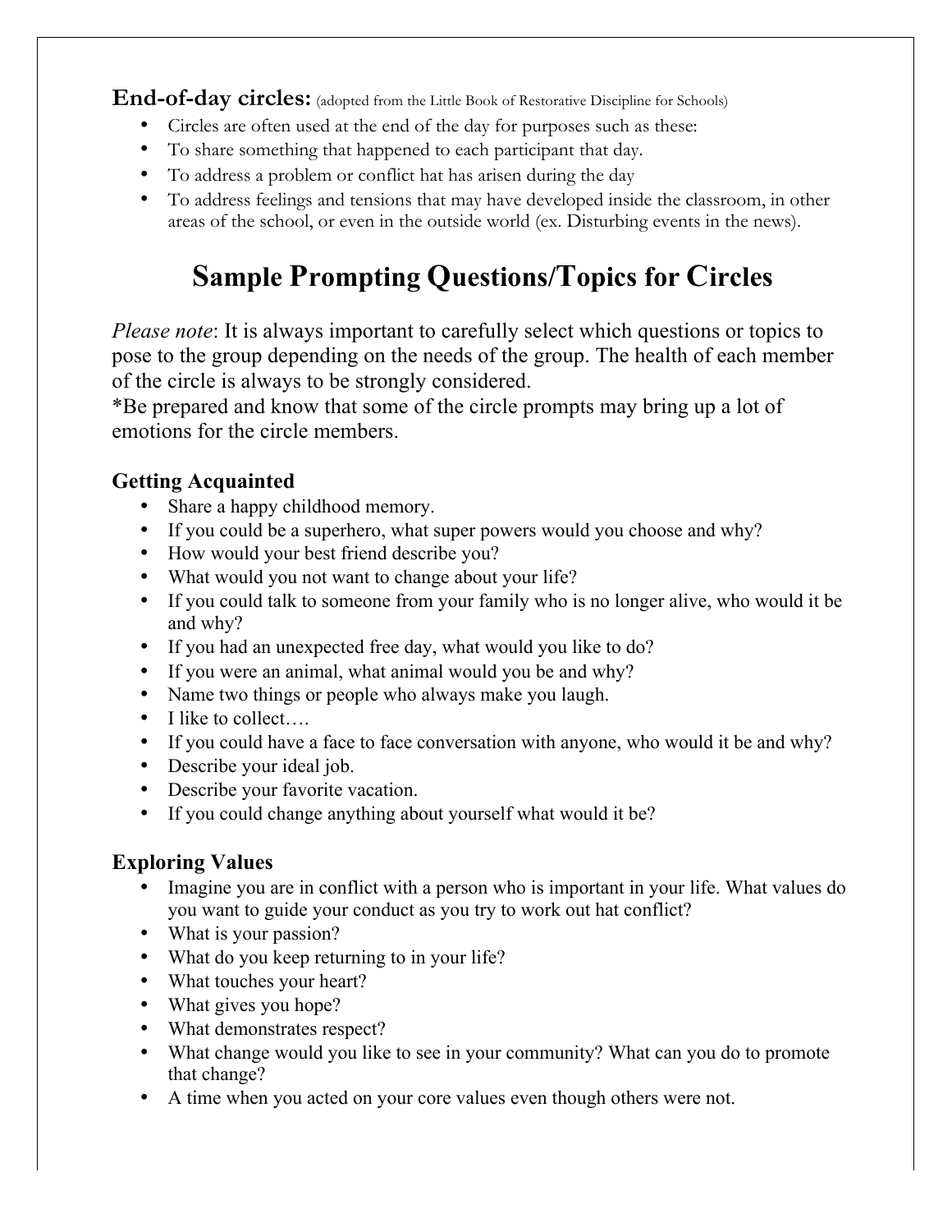**End-of-day circles:** (adopted from the Little Book of Restorative Discipline for Schools)

- Circles are often used at the end of the day for purposes such as these:
- To share something that happened to each participant that day.
- To address a problem or conflict hat has arisen during the day
- To address feelings and tensions that may have developed inside the classroom, in other areas of the school, or even in the outside world (ex. Disturbing events in the news).

# Sample Prompting Questions/Topics for Circles

*Please note*: It is always important to carefully select which questions or topics to pose to the group depending on the needs of the group. The health of each member of the circle is always to be strongly considered.
*Be prepared and know that some of the circle prompts may bring up a lot of emotions for the circle members.

### Getting Acquainted

- Share a happy childhood memory.
- If you could be a superhero, what super powers would you choose and why?
- How would your best friend describe you?
- What would you not want to change about your life?
- If you could talk to someone from your family who is no longer alive, who would it be and why?
- If you had an unexpected free day, what would you like to do?
- If you were an animal, what animal would you be and why?
- Name two things or people who always make you laugh.
- I like to collect….
- If you could have a face to face conversation with anyone, who would it be and why?
- Describe your ideal job.
- Describe your favorite vacation.
- If you could change anything about yourself what would it be?

### Exploring Values

- Imagine you are in conflict with a person who is important in your life. What values do you want to guide your conduct as you try to work out hat conflict?
- What is your passion?
- What do you keep returning to in your life?
- What touches your heart?
- What gives you hope?
- What demonstrates respect?
- What change would you like to see in your community? What can you do to promote that change?
- A time when you acted on your core values even though others were not.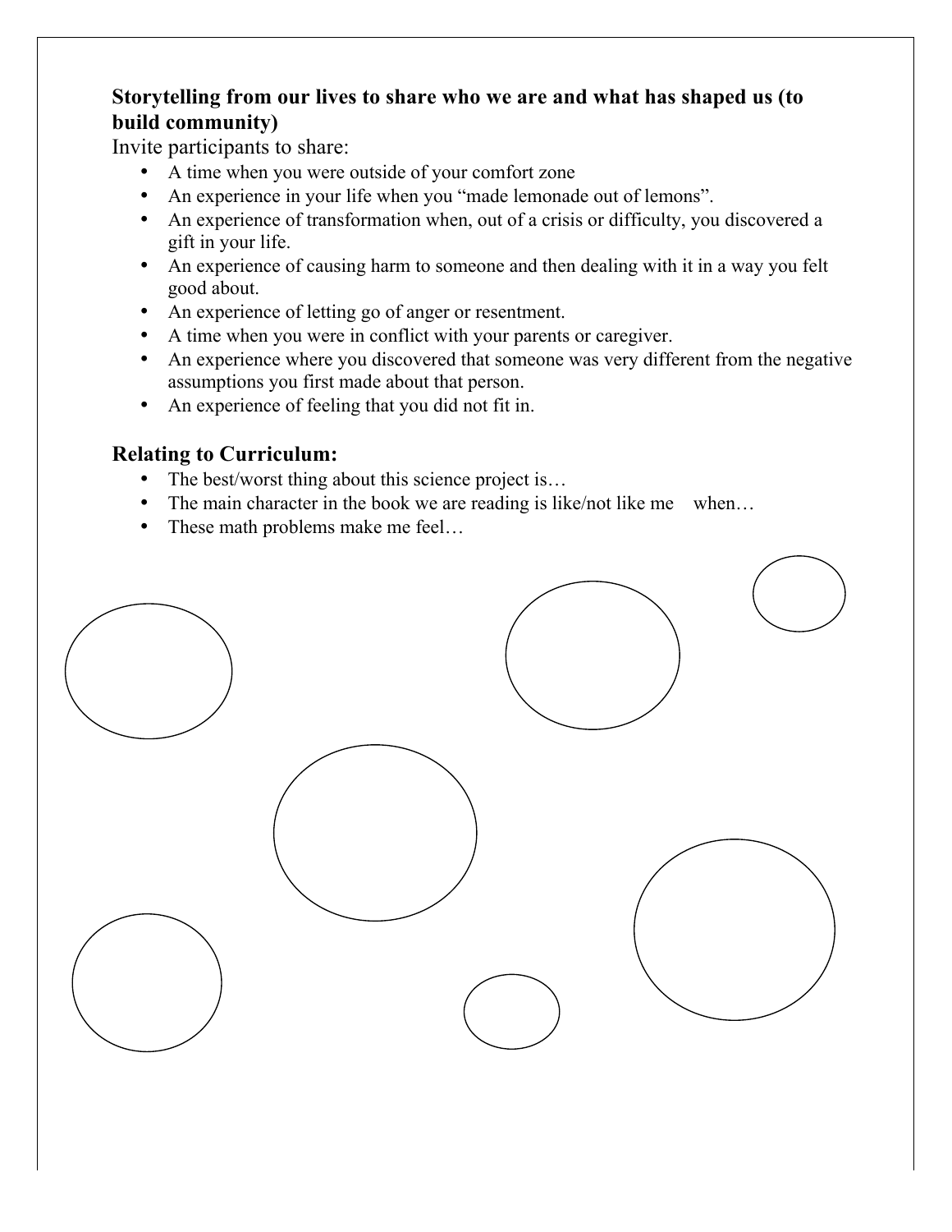**Storytelling from our lives to share who we are and what has shaped us (to build community)**

Invite participants to share:

- A time when you were outside of your comfort zone
- An experience in your life when you "made lemonade out of lemons".
- An experience of transformation when, out of a crisis or difficulty, you discovered a gift in your life.
- An experience of causing harm to someone and then dealing with it in a way you felt good about.
- An experience of letting go of anger or resentment.
- A time when you were in conflict with your parents or caregiver.
- An experience where you discovered that someone was very different from the negative assumptions you first made about that person.
- An experience of feeling that you did not fit in.

## Relating to Curriculum:

- The best/worst thing about this science project is…
- The main character in the book we are reading is like/not like me when…
- These math problems make me feel…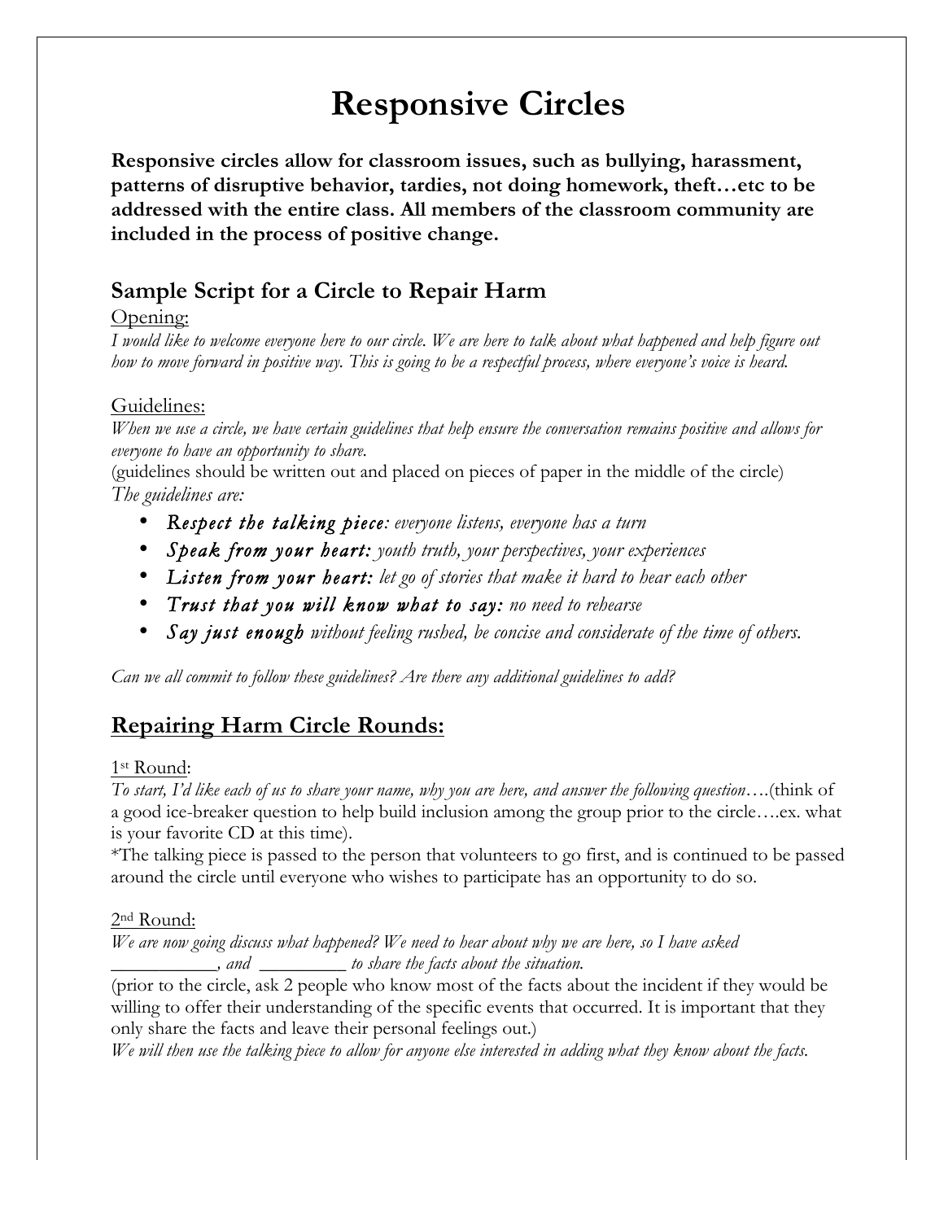# Responsive Circles

**Responsive circles allow for classroom issues, such as bullying, harassment, patterns of disruptive behavior, tardies, not doing homework, theft…etc to be addressed with the entire class. All members of the classroom community are included in the process of positive change.**

## Sample Script for a Circle to Repair Harm

Opening:

*I would like to welcome everyone here to our circle. We are here to talk about what happened and help figure out how to move forward in positive way. This is going to be a respectful process, where everyone's voice is heard.*

Guidelines:

*When we use a circle, we have certain guidelines that help ensure the conversation remains positive and allows for everyone to have an opportunity to share.*

(guidelines should be written out and placed on pieces of paper in the middle of the circle)

*The guidelines are:*

- ***Respect the talking piece:** everyone listens, everyone has a turn*
- ***Speak from your heart:** youth truth, your perspectives, your experiences*
- ***Listen from your heart:** let go of stories that make it hard to hear each other*
- ***Trust that you will know what to say:** no need to rehearse*
- ***Say just enough** without feeling rushed, be concise and considerate of the time of others.*

*Can we all commit to follow these guidelines? Are there any additional guidelines to add?*

## Repairing Harm Circle Rounds:

1st Round:

*To start, I'd like each of us to share your name, why you are here, and answer the following question*….(think of a good ice-breaker question to help build inclusion among the group prior to the circle….ex. what is your favorite CD at this time).

*The talking piece is passed to the person that volunteers to go first, and is continued to be passed around the circle until everyone who wishes to participate has an opportunity to do so.

2nd Round:

*We are now going discuss what happened? We need to hear about why we are here, so I have asked ___________, and _________ to share the facts about the situation.*

(prior to the circle, ask 2 people who know most of the facts about the incident if they would be willing to offer their understanding of the specific events that occurred. It is important that they only share the facts and leave their personal feelings out.)

*We will then use the talking piece to allow for anyone else interested in adding what they know about the facts.*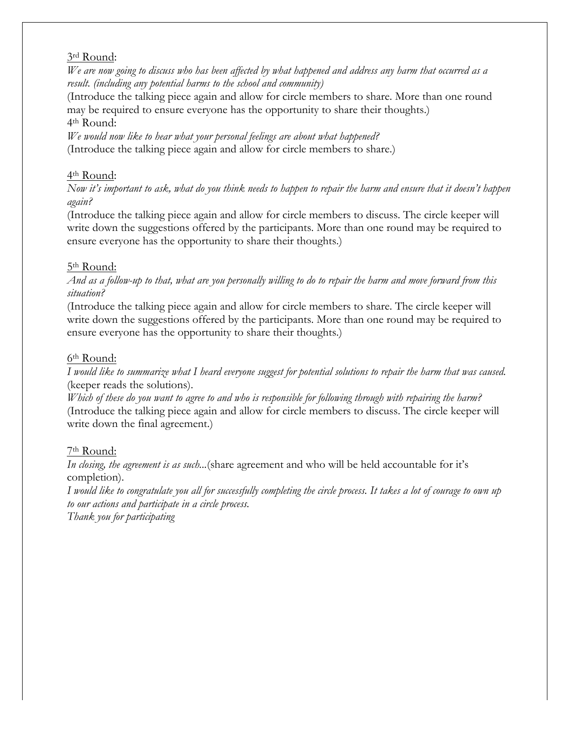3rd Round:

*We are now going to discuss who has been affected by what happened and address any harm that occurred as a result. (including any potential harms to the school and community)*

(Introduce the talking piece again and allow for circle members to share. More than one round may be required to ensure everyone has the opportunity to share their thoughts.)

4th Round:

*We would now like to hear what your personal feelings are about what happened?*

(Introduce the talking piece again and allow for circle members to share.)

4th Round:

*Now it's important to ask, what do you think needs to happen to repair the harm and ensure that it doesn't happen again?*

(Introduce the talking piece again and allow for circle members to discuss. The circle keeper will write down the suggestions offered by the participants. More than one round may be required to ensure everyone has the opportunity to share their thoughts.)

5th Round:

*And as a follow-up to that, what are you personally willing to do to repair the harm and move forward from this situation?*

(Introduce the talking piece again and allow for circle members to share. The circle keeper will write down the suggestions offered by the participants. More than one round may be required to ensure everyone has the opportunity to share their thoughts.)

6th Round:

*I would like to summarize what I heard everyone suggest for potential solutions to repair the harm that was caused.* (keeper reads the solutions).

*Which of these do you want to agree to and who is responsible for following through with repairing the harm?*

(Introduce the talking piece again and allow for circle members to discuss. The circle keeper will write down the final agreement.)

7th Round:

*In closing, the agreement is as such...*(share agreement and who will be held accountable for it's completion).

*I would like to congratulate you all for successfully completing the circle process. It takes a lot of courage to own up to our actions and participate in a circle process.*

*Thank you for participating*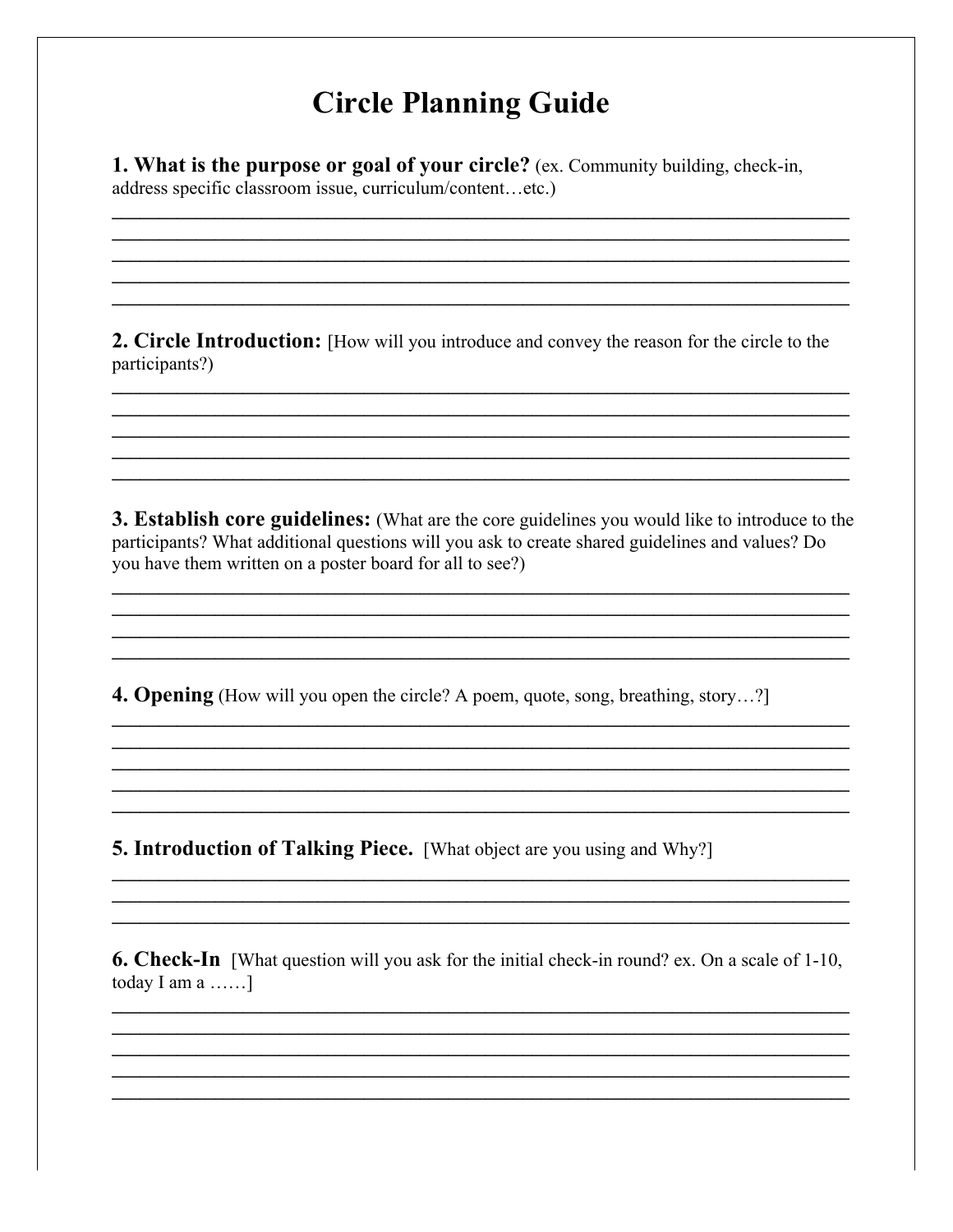# Circle Planning Guide

**1. What is the purpose or goal of your circle?** (ex. Community building, check-in, address specific classroom issue, curriculum/content…etc.)

______________________________________________________________________________
______________________________________________________________________________
______________________________________________________________________________
______________________________________________________________________________
______________________________________________________________________________

**2. Circle Introduction:** [How will you introduce and convey the reason for the circle to the participants?)

______________________________________________________________________________
______________________________________________________________________________
______________________________________________________________________________
______________________________________________________________________________
______________________________________________________________________________

**3. Establish core guidelines:** (What are the core guidelines you would like to introduce to the participants? What additional questions will you ask to create shared guidelines and values? Do you have them written on a poster board for all to see?)

______________________________________________________________________________
______________________________________________________________________________
______________________________________________________________________________
______________________________________________________________________________

**4. Opening** (How will you open the circle? A poem, quote, song, breathing, story…?]

______________________________________________________________________________
______________________________________________________________________________
______________________________________________________________________________
______________________________________________________________________________
______________________________________________________________________________

**5. Introduction of Talking Piece.** [What object are you using and Why?]

______________________________________________________________________________
______________________________________________________________________________
______________________________________________________________________________

**6. Check-In** [What question will you ask for the initial check-in round? ex. On a scale of 1-10, today I am a ……]

______________________________________________________________________________
______________________________________________________________________________
______________________________________________________________________________
______________________________________________________________________________
______________________________________________________________________________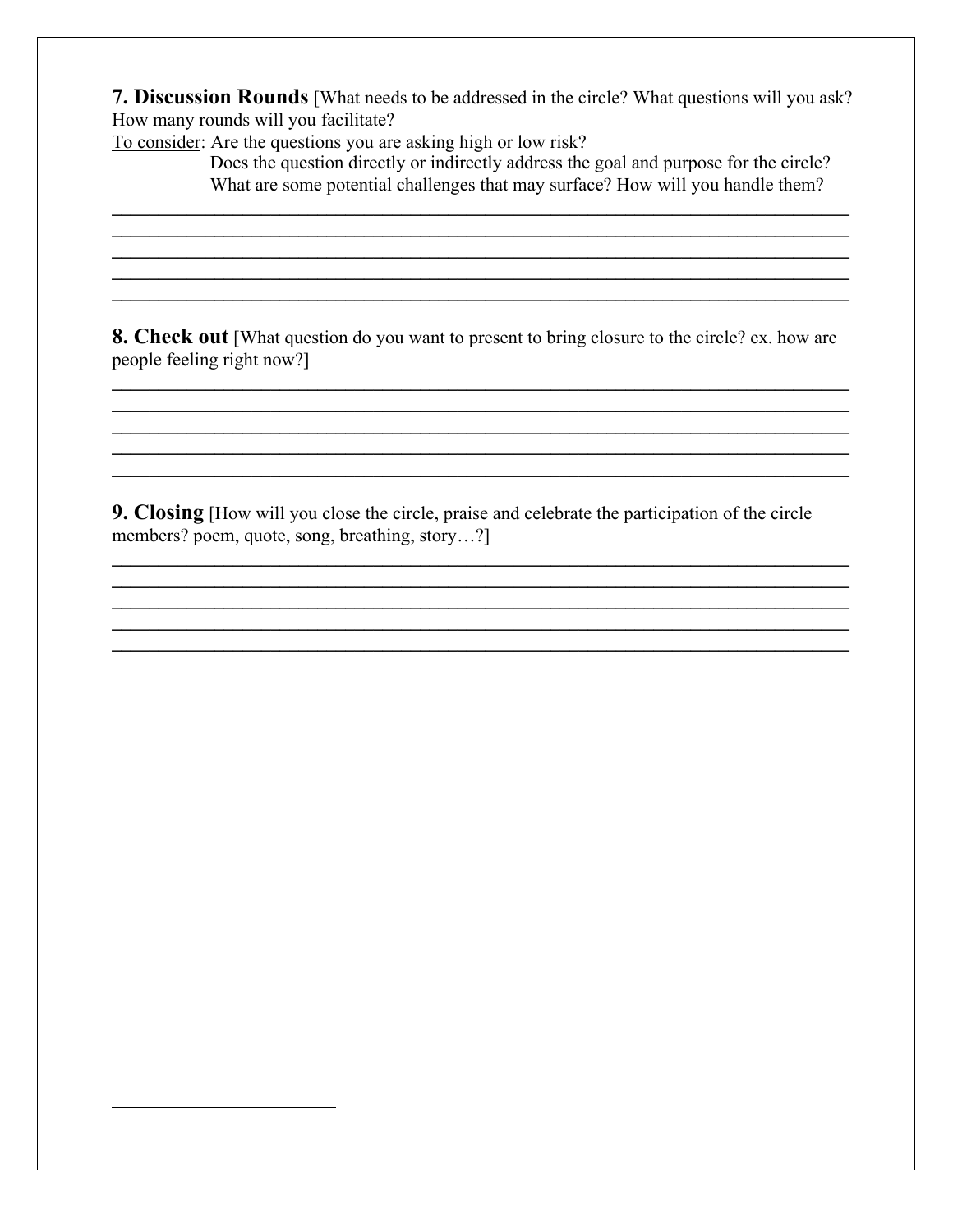**7. Discussion Rounds** [What needs to be addressed in the circle? What questions will you ask? How many rounds will you facilitate?

To consider: Are the questions you are asking high or low risk?
Does the question directly or indirectly address the goal and purpose for the circle?
What are some potential challenges that may surface? How will you handle them?

______________________________________________________________________________
______________________________________________________________________________
______________________________________________________________________________
______________________________________________________________________________
______________________________________________________________________________

**8. Check out** [What question do you want to present to bring closure to the circle? ex. how are people feeling right now?]

______________________________________________________________________________
______________________________________________________________________________
______________________________________________________________________________
______________________________________________________________________________
______________________________________________________________________________

**9. Closing** [How will you close the circle, praise and celebrate the participation of the circle members? poem, quote, song, breathing, story…?]

______________________________________________________________________________
______________________________________________________________________________
______________________________________________________________________________
______________________________________________________________________________
______________________________________________________________________________